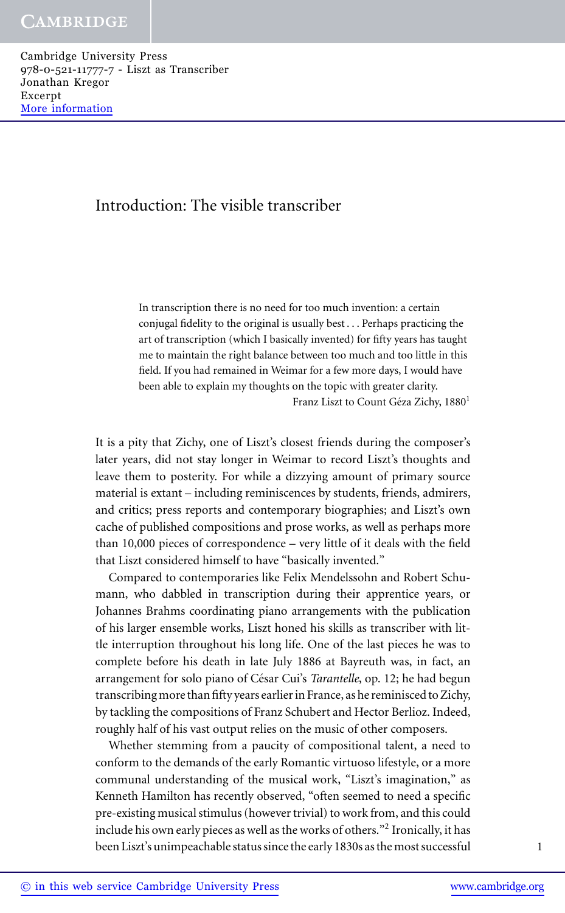# Introduction: The visible transcriber

> In transcription there is no need for too much invention: a certain conjugal fidelity to the original is usually best . . . Perhaps practicing the art of transcription (which I basically invented) for fifty years has taught me to maintain the right balance between too much and too little in this field. If you had remained in Weimar for a few more days, I would have been able to explain my thoughts on the topic with greater clarity.
>
> Franz Liszt to Count Géza Zichy, 1880[1]

It is a pity that Zichy, one of Liszt's closest friends during the composer's later years, did not stay longer in Weimar to record Liszt's thoughts and leave them to posterity. For while a dizzying amount of primary source material is extant – including reminiscences by students, friends, admirers, and critics; press reports and contemporary biographies; and Liszt's own cache of published compositions and prose works, as well as perhaps more than 10,000 pieces of correspondence – very little of it deals with the field that Liszt considered himself to have "basically invented."

Compared to contemporaries like Felix Mendelssohn and Robert Schumann, who dabbled in transcription during their apprentice years, or Johannes Brahms coordinating piano arrangements with the publication of his larger ensemble works, Liszt honed his skills as transcriber with little interruption throughout his long life. One of the last pieces he was to complete before his death in late July 1886 at Bayreuth was, in fact, an arrangement for solo piano of César Cui's *Tarantelle*, op. 12; he had begun transcribing more than fifty years earlier in France, as he reminisced to Zichy, by tackling the compositions of Franz Schubert and Hector Berlioz. Indeed, roughly half of his vast output relies on the music of other composers.

Whether stemming from a paucity of compositional talent, a need to conform to the demands of the early Romantic virtuoso lifestyle, or a more communal understanding of the musical work, "Liszt's imagination," as Kenneth Hamilton has recently observed, "often seemed to need a specific pre-existing musical stimulus (however trivial) to work from, and this could include his own early pieces as well as the works of others."[2] Ironically, it has been Liszt's unimpeachable status since the early 1830s as the most successful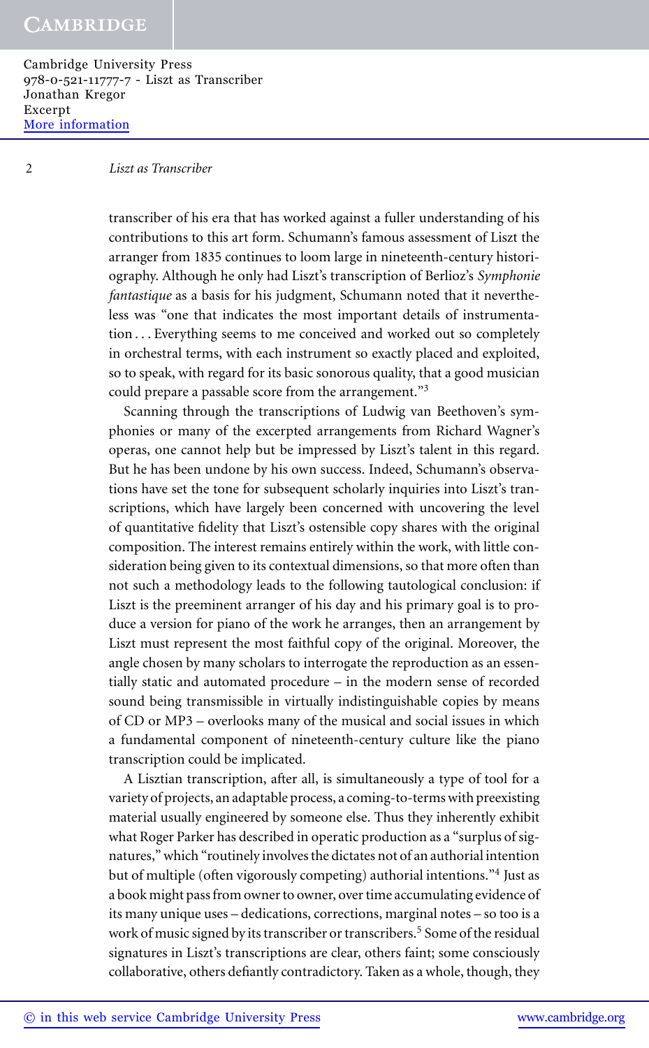transcriber of his era that has worked against a fuller understanding of his contributions to this art form. Schumann's famous assessment of Liszt the arranger from 1835 continues to loom large in nineteenth-century historiography. Although he only had Liszt's transcription of Berlioz's *Symphonie fantastique* as a basis for his judgment, Schumann noted that it nevertheless was "one that indicates the most important details of instrumentation . . . Everything seems to me conceived and worked out so completely in orchestral terms, with each instrument so exactly placed and exploited, so to speak, with regard for its basic sonorous quality, that a good musician could prepare a passable score from the arrangement."[3]

Scanning through the transcriptions of Ludwig van Beethoven's symphonies or many of the excerpted arrangements from Richard Wagner's operas, one cannot help but be impressed by Liszt's talent in this regard. But he has been undone by his own success. Indeed, Schumann's observations have set the tone for subsequent scholarly inquiries into Liszt's transcriptions, which have largely been concerned with uncovering the level of quantitative fidelity that Liszt's ostensible copy shares with the original composition. The interest remains entirely within the work, with little consideration being given to its contextual dimensions, so that more often than not such a methodology leads to the following tautological conclusion: if Liszt is the preeminent arranger of his day and his primary goal is to produce a version for piano of the work he arranges, then an arrangement by Liszt must represent the most faithful copy of the original. Moreover, the angle chosen by many scholars to interrogate the reproduction as an essentially static and automated procedure – in the modern sense of recorded sound being transmissible in virtually indistinguishable copies by means of CD or MP3 – overlooks many of the musical and social issues in which a fundamental component of nineteenth-century culture like the piano transcription could be implicated.

A Lisztian transcription, after all, is simultaneously a type of tool for a variety of projects, an adaptable process, a coming-to-terms with preexisting material usually engineered by someone else. Thus they inherently exhibit what Roger Parker has described in operatic production as a "surplus of signatures," which "routinely involves the dictates not of an authorial intention but of multiple (often vigorously competing) authorial intentions."[4] Just as a book might pass from owner to owner, over time accumulating evidence of its many unique uses – dedications, corrections, marginal notes – so too is a work of music signed by its transcriber or transcribers.[5] Some of the residual signatures in Liszt's transcriptions are clear, others faint; some consciously collaborative, others defiantly contradictory. Taken as a whole, though, they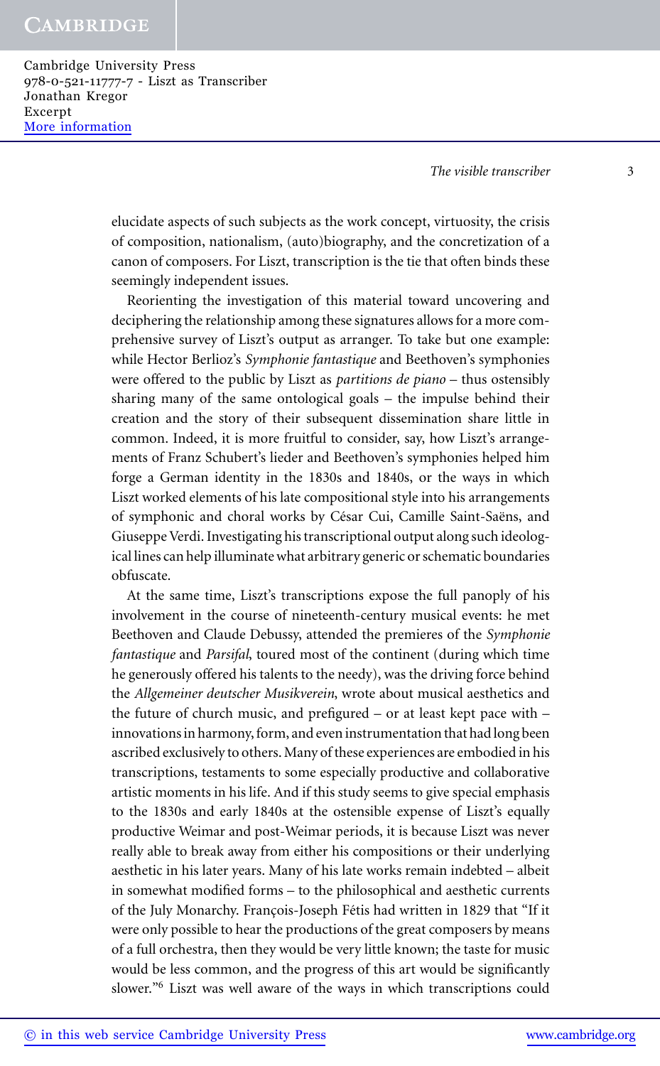elucidate aspects of such subjects as the work concept, virtuosity, the crisis of composition, nationalism, (auto)biography, and the concretization of a canon of composers. For Liszt, transcription is the tie that often binds these seemingly independent issues.

Reorienting the investigation of this material toward uncovering and deciphering the relationship among these signatures allows for a more comprehensive survey of Liszt's output as arranger. To take but one example: while Hector Berlioz's *Symphonie fantastique* and Beethoven's symphonies were offered to the public by Liszt as *partitions de piano* – thus ostensibly sharing many of the same ontological goals – the impulse behind their creation and the story of their subsequent dissemination share little in common. Indeed, it is more fruitful to consider, say, how Liszt's arrangements of Franz Schubert's lieder and Beethoven's symphonies helped him forge a German identity in the 1830s and 1840s, or the ways in which Liszt worked elements of his late compositional style into his arrangements of symphonic and choral works by César Cui, Camille Saint-Saëns, and Giuseppe Verdi. Investigating his transcriptional output along such ideological lines can help illuminate what arbitrary generic or schematic boundaries obfuscate.

At the same time, Liszt's transcriptions expose the full panoply of his involvement in the course of nineteenth-century musical events: he met Beethoven and Claude Debussy, attended the premieres of the *Symphonie fantastique* and *Parsifal*, toured most of the continent (during which time he generously offered his talents to the needy), was the driving force behind the *Allgemeiner deutscher Musikverein*, wrote about musical aesthetics and the future of church music, and prefigured – or at least kept pace with – innovations in harmony, form, and even instrumentation that had long been ascribed exclusively to others. Many of these experiences are embodied in his transcriptions, testaments to some especially productive and collaborative artistic moments in his life. And if this study seems to give special emphasis to the 1830s and early 1840s at the ostensible expense of Liszt's equally productive Weimar and post-Weimar periods, it is because Liszt was never really able to break away from either his compositions or their underlying aesthetic in his later years. Many of his late works remain indebted – albeit in somewhat modified forms – to the philosophical and aesthetic currents of the July Monarchy. François-Joseph Fétis had written in 1829 that "If it were only possible to hear the productions of the great composers by means of a full orchestra, then they would be very little known; the taste for music would be less common, and the progress of this art would be significantly slower."[6] Liszt was well aware of the ways in which transcriptions could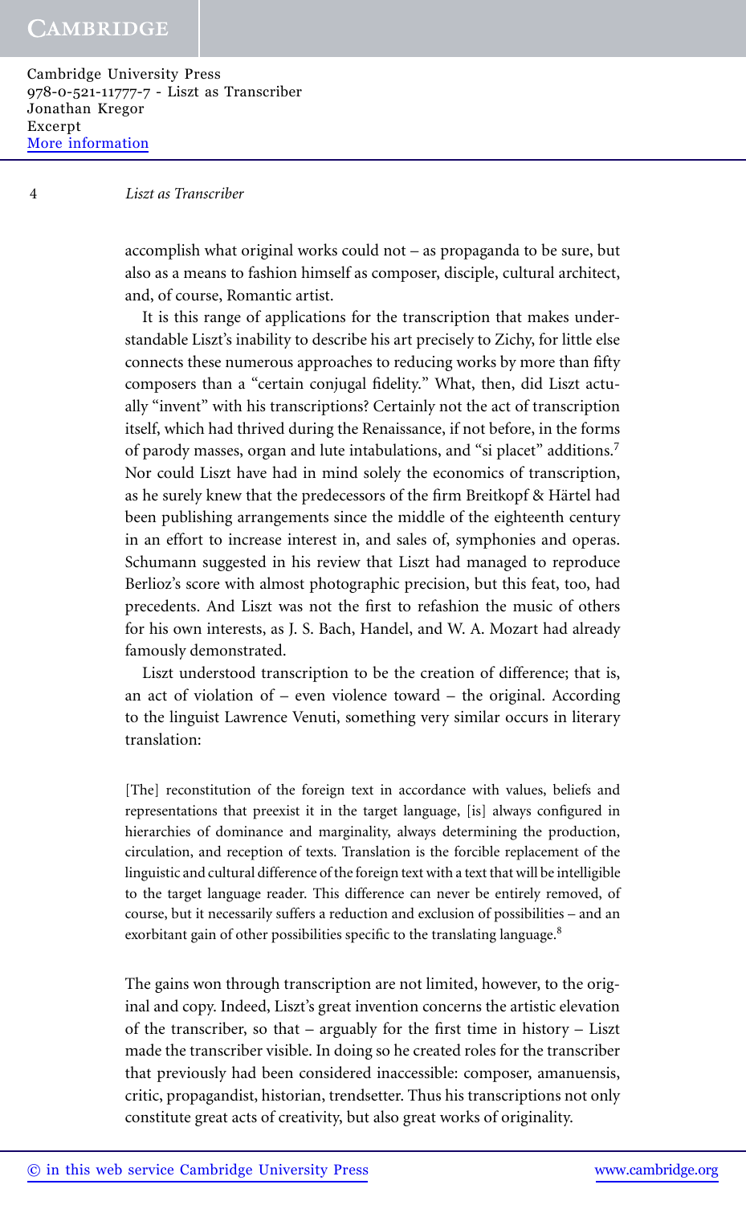accomplish what original works could not – as propaganda to be sure, but also as a means to fashion himself as composer, disciple, cultural architect, and, of course, Romantic artist.

It is this range of applications for the transcription that makes understandable Liszt's inability to describe his art precisely to Zichy, for little else connects these numerous approaches to reducing works by more than fifty composers than a "certain conjugal fidelity." What, then, did Liszt actually "invent" with his transcriptions? Certainly not the act of transcription itself, which had thrived during the Renaissance, if not before, in the forms of parody masses, organ and lute intabulations, and "si placet" additions.[7] Nor could Liszt have had in mind solely the economics of transcription, as he surely knew that the predecessors of the firm Breitkopf & Härtel had been publishing arrangements since the middle of the eighteenth century in an effort to increase interest in, and sales of, symphonies and operas. Schumann suggested in his review that Liszt had managed to reproduce Berlioz's score with almost photographic precision, but this feat, too, had precedents. And Liszt was not the first to refashion the music of others for his own interests, as J. S. Bach, Handel, and W. A. Mozart had already famously demonstrated.

Liszt understood transcription to be the creation of difference; that is, an act of violation of – even violence toward – the original. According to the linguist Lawrence Venuti, something very similar occurs in literary translation:

> [The] reconstitution of the foreign text in accordance with values, beliefs and representations that preexist it in the target language, [is] always configured in hierarchies of dominance and marginality, always determining the production, circulation, and reception of texts. Translation is the forcible replacement of the linguistic and cultural difference of the foreign text with a text that will be intelligible to the target language reader. This difference can never be entirely removed, of course, but it necessarily suffers a reduction and exclusion of possibilities – and an exorbitant gain of other possibilities specific to the translating language.[8]

The gains won through transcription are not limited, however, to the original and copy. Indeed, Liszt's great invention concerns the artistic elevation of the transcriber, so that – arguably for the first time in history – Liszt made the transcriber visible. In doing so he created roles for the transcriber that previously had been considered inaccessible: composer, amanuensis, critic, propagandist, historian, trendsetter. Thus his transcriptions not only constitute great acts of creativity, but also great works of originality.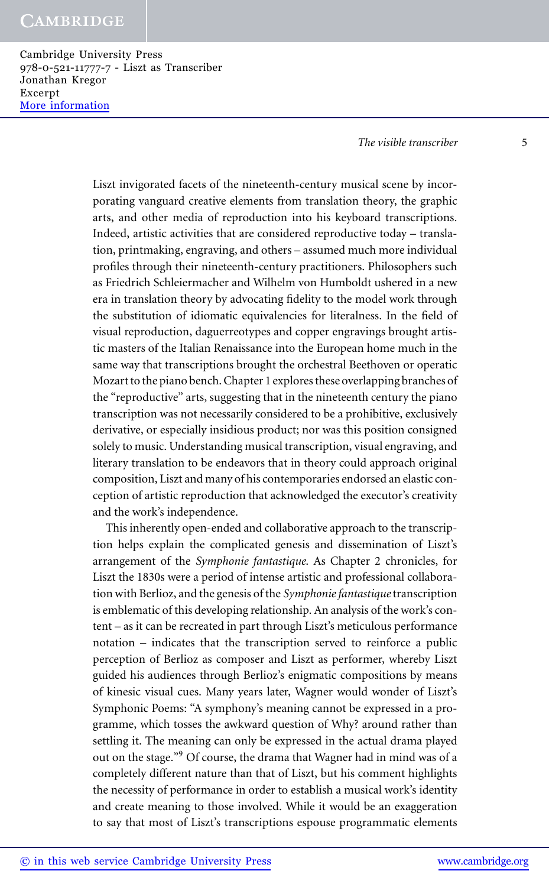Liszt invigorated facets of the nineteenth-century musical scene by incorporating vanguard creative elements from translation theory, the graphic arts, and other media of reproduction into his keyboard transcriptions. Indeed, artistic activities that are considered reproductive today – translation, printmaking, engraving, and others – assumed much more individual profiles through their nineteenth-century practitioners. Philosophers such as Friedrich Schleiermacher and Wilhelm von Humboldt ushered in a new era in translation theory by advocating fidelity to the model work through the substitution of idiomatic equivalencies for literalness. In the field of visual reproduction, daguerreotypes and copper engravings brought artistic masters of the Italian Renaissance into the European home much in the same way that transcriptions brought the orchestral Beethoven or operatic Mozart to the piano bench. Chapter 1 explores these overlapping branches of the "reproductive" arts, suggesting that in the nineteenth century the piano transcription was not necessarily considered to be a prohibitive, exclusively derivative, or especially insidious product; nor was this position consigned solely to music. Understanding musical transcription, visual engraving, and literary translation to be endeavors that in theory could approach original composition, Liszt and many of his contemporaries endorsed an elastic conception of artistic reproduction that acknowledged the executor's creativity and the work's independence.

This inherently open-ended and collaborative approach to the transcription helps explain the complicated genesis and dissemination of Liszt's arrangement of the *Symphonie fantastique*. As Chapter 2 chronicles, for Liszt the 1830s were a period of intense artistic and professional collaboration with Berlioz, and the genesis of the *Symphonie fantastique* transcription is emblematic of this developing relationship. An analysis of the work's content – as it can be recreated in part through Liszt's meticulous performance notation – indicates that the transcription served to reinforce a public perception of Berlioz as composer and Liszt as performer, whereby Liszt guided his audiences through Berlioz's enigmatic compositions by means of kinesic visual cues. Many years later, Wagner would wonder of Liszt's Symphonic Poems: "A symphony's meaning cannot be expressed in a programme, which tosses the awkward question of Why? around rather than settling it. The meaning can only be expressed in the actual drama played out on the stage."[9] Of course, the drama that Wagner had in mind was of a completely different nature than that of Liszt, but his comment highlights the necessity of performance in order to establish a musical work's identity and create meaning to those involved. While it would be an exaggeration to say that most of Liszt's transcriptions espouse programmatic elements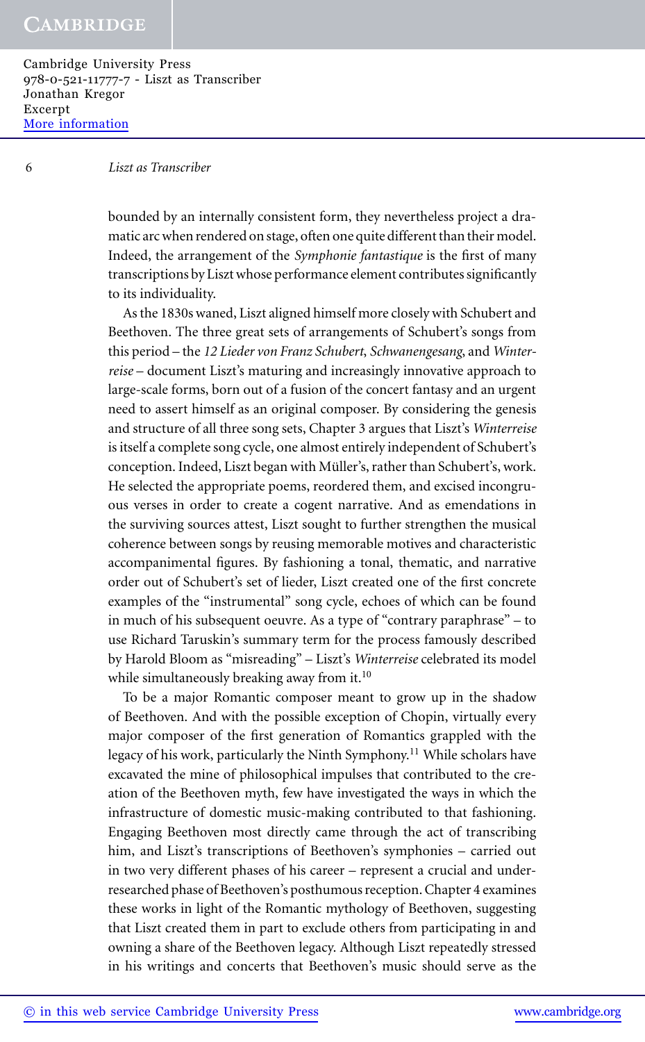bounded by an internally consistent form, they nevertheless project a dramatic arc when rendered on stage, often one quite different than their model. Indeed, the arrangement of the *Symphonie fantastique* is the first of many transcriptions by Liszt whose performance element contributes significantly to its individuality.

As the 1830s waned, Liszt aligned himself more closely with Schubert and Beethoven. The three great sets of arrangements of Schubert's songs from this period – the *12 Lieder von Franz Schubert*, *Schwanengesang*, and *Winterreise* – document Liszt's maturing and increasingly innovative approach to large-scale forms, born out of a fusion of the concert fantasy and an urgent need to assert himself as an original composer. By considering the genesis and structure of all three song sets, Chapter 3 argues that Liszt's *Winterreise* is itself a complete song cycle, one almost entirely independent of Schubert's conception. Indeed, Liszt began with Müller's, rather than Schubert's, work. He selected the appropriate poems, reordered them, and excised incongruous verses in order to create a cogent narrative. And as emendations in the surviving sources attest, Liszt sought to further strengthen the musical coherence between songs by reusing memorable motives and characteristic accompanimental figures. By fashioning a tonal, thematic, and narrative order out of Schubert's set of lieder, Liszt created one of the first concrete examples of the "instrumental" song cycle, echoes of which can be found in much of his subsequent oeuvre. As a type of "contrary paraphrase" – to use Richard Taruskin's summary term for the process famously described by Harold Bloom as "misreading" – Liszt's *Winterreise* celebrated its model while simultaneously breaking away from it.[10]

To be a major Romantic composer meant to grow up in the shadow of Beethoven. And with the possible exception of Chopin, virtually every major composer of the first generation of Romantics grappled with the legacy of his work, particularly the Ninth Symphony.[11] While scholars have excavated the mine of philosophical impulses that contributed to the creation of the Beethoven myth, few have investigated the ways in which the infrastructure of domestic music-making contributed to that fashioning. Engaging Beethoven most directly came through the act of transcribing him, and Liszt's transcriptions of Beethoven's symphonies – carried out in two very different phases of his career – represent a crucial and under-researched phase of Beethoven's posthumous reception. Chapter 4 examines these works in light of the Romantic mythology of Beethoven, suggesting that Liszt created them in part to exclude others from participating in and owning a share of the Beethoven legacy. Although Liszt repeatedly stressed in his writings and concerts that Beethoven's music should serve as the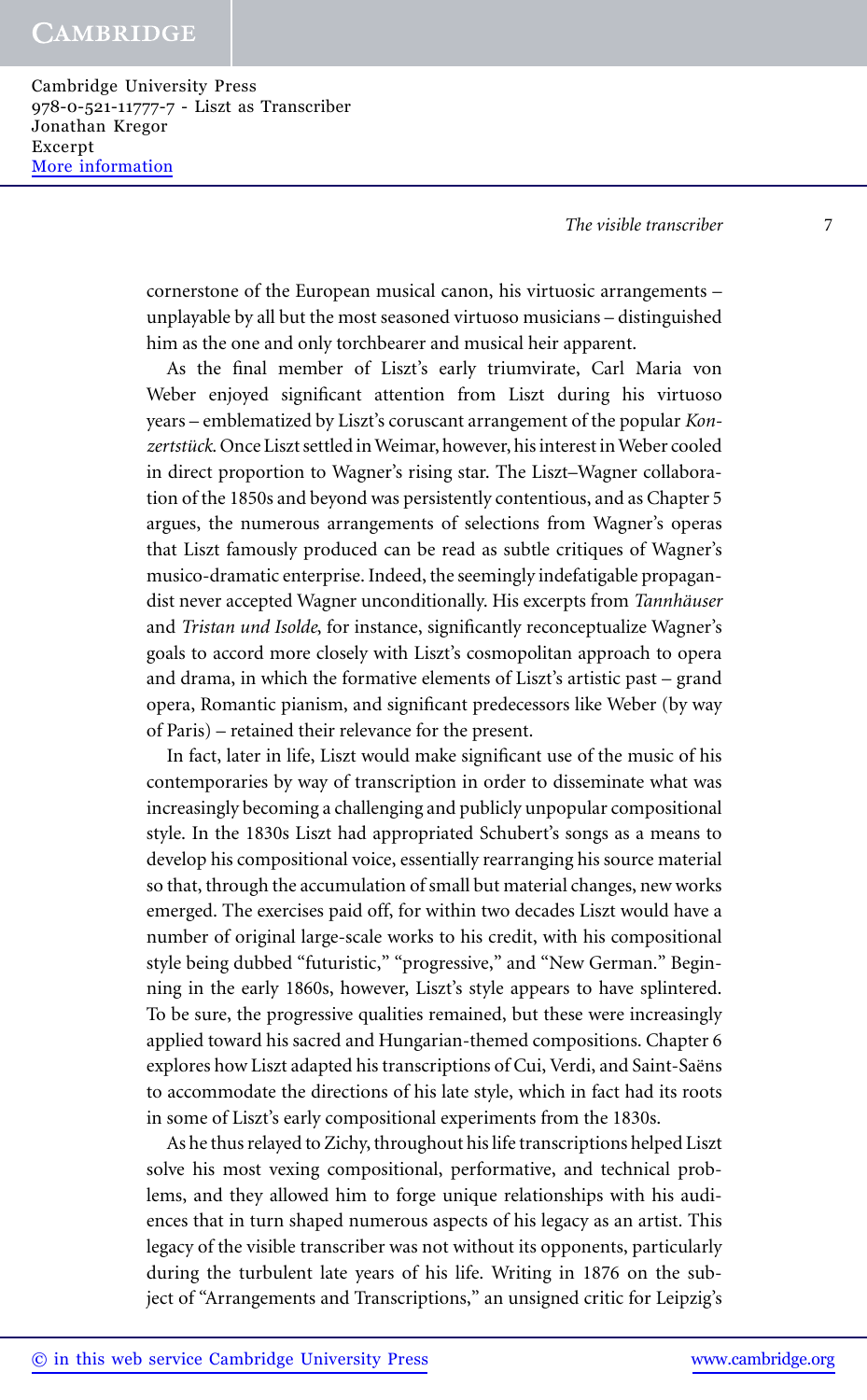cornerstone of the European musical canon, his virtuosic arrangements – unplayable by all but the most seasoned virtuoso musicians – distinguished him as the one and only torchbearer and musical heir apparent.

As the final member of Liszt's early triumvirate, Carl Maria von Weber enjoyed significant attention from Liszt during his virtuoso years – emblematized by Liszt's coruscant arrangement of the popular *Konzertstück*. Once Liszt settled in Weimar, however, his interest in Weber cooled in direct proportion to Wagner's rising star. The Liszt–Wagner collaboration of the 1850s and beyond was persistently contentious, and as Chapter 5 argues, the numerous arrangements of selections from Wagner's operas that Liszt famously produced can be read as subtle critiques of Wagner's musico-dramatic enterprise. Indeed, the seemingly indefatigable propagandist never accepted Wagner unconditionally. His excerpts from *Tannhäuser* and *Tristan und Isolde*, for instance, significantly reconceptualize Wagner's goals to accord more closely with Liszt's cosmopolitan approach to opera and drama, in which the formative elements of Liszt's artistic past – grand opera, Romantic pianism, and significant predecessors like Weber (by way of Paris) – retained their relevance for the present.

In fact, later in life, Liszt would make significant use of the music of his contemporaries by way of transcription in order to disseminate what was increasingly becoming a challenging and publicly unpopular compositional style. In the 1830s Liszt had appropriated Schubert's songs as a means to develop his compositional voice, essentially rearranging his source material so that, through the accumulation of small but material changes, new works emerged. The exercises paid off, for within two decades Liszt would have a number of original large-scale works to his credit, with his compositional style being dubbed "futuristic," "progressive," and "New German." Beginning in the early 1860s, however, Liszt's style appears to have splintered. To be sure, the progressive qualities remained, but these were increasingly applied toward his sacred and Hungarian-themed compositions. Chapter 6 explores how Liszt adapted his transcriptions of Cui, Verdi, and Saint-Saëns to accommodate the directions of his late style, which in fact had its roots in some of Liszt's early compositional experiments from the 1830s.

As he thus relayed to Zichy, throughout his life transcriptions helped Liszt solve his most vexing compositional, performative, and technical problems, and they allowed him to forge unique relationships with his audiences that in turn shaped numerous aspects of his legacy as an artist. This legacy of the visible transcriber was not without its opponents, particularly during the turbulent late years of his life. Writing in 1876 on the subject of "Arrangements and Transcriptions," an unsigned critic for Leipzig's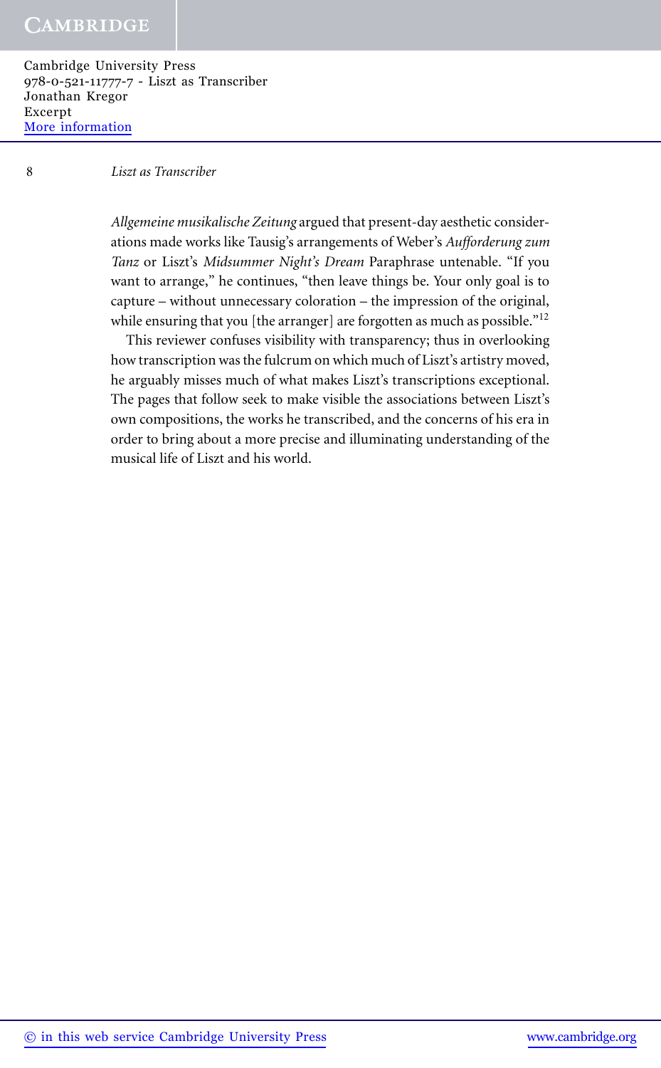*Allgemeine musikalische Zeitung* argued that present-day aesthetic considerations made works like Tausig's arrangements of Weber's *Aufforderung zum Tanz* or Liszt's *Midsummer Night's Dream* Paraphrase untenable. "If you want to arrange," he continues, "then leave things be. Your only goal is to capture – without unnecessary coloration – the impression of the original, while ensuring that you [the arranger] are forgotten as much as possible."[12]

This reviewer confuses visibility with transparency; thus in overlooking how transcription was the fulcrum on which much of Liszt's artistry moved, he arguably misses much of what makes Liszt's transcriptions exceptional. The pages that follow seek to make visible the associations between Liszt's own compositions, the works he transcribed, and the concerns of his era in order to bring about a more precise and illuminating understanding of the musical life of Liszt and his world.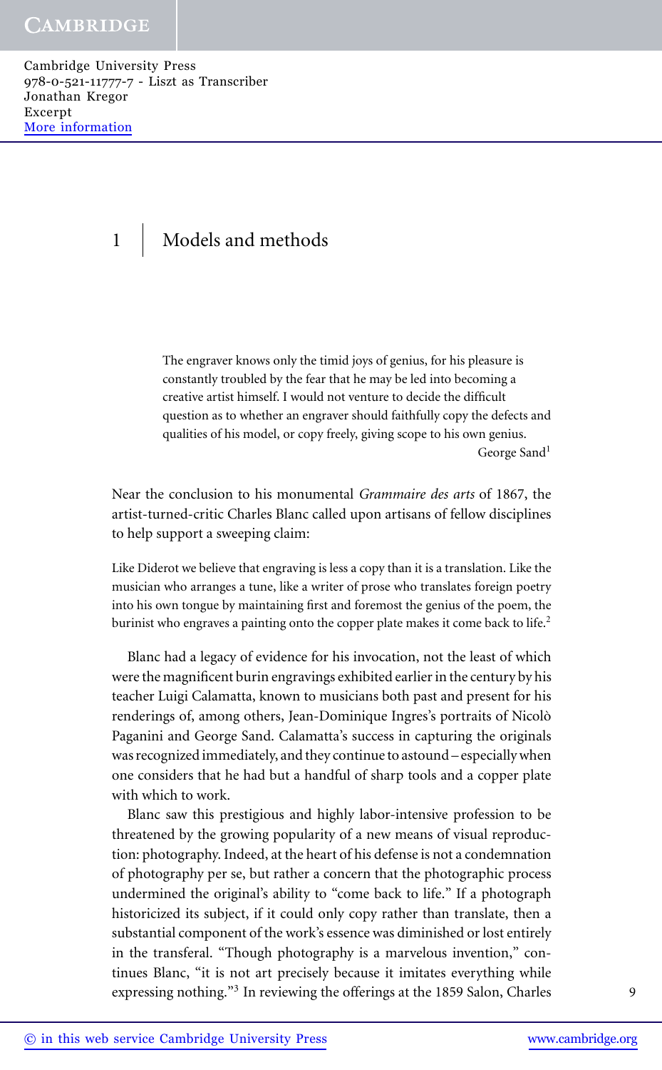# 1 Models and methods

> The engraver knows only the timid joys of genius, for his pleasure is constantly troubled by the fear that he may be led into becoming a creative artist himself. I would not venture to decide the difficult question as to whether an engraver should faithfully copy the defects and qualities of his model, or copy freely, giving scope to his own genius.
>
> George Sand[1]

Near the conclusion to his monumental *Grammaire des arts* of 1867, the artist-turned-critic Charles Blanc called upon artisans of fellow disciplines to help support a sweeping claim:

> Like Diderot we believe that engraving is less a copy than it is a translation. Like the musician who arranges a tune, like a writer of prose who translates foreign poetry into his own tongue by maintaining first and foremost the genius of the poem, the burinist who engraves a painting onto the copper plate makes it come back to life.[2]

Blanc had a legacy of evidence for his invocation, not the least of which were the magnificent burin engravings exhibited earlier in the century by his teacher Luigi Calamatta, known to musicians both past and present for his renderings of, among others, Jean-Dominique Ingres's portraits of Nicolò Paganini and George Sand. Calamatta's success in capturing the originals was recognized immediately, and they continue to astound – especially when one considers that he had but a handful of sharp tools and a copper plate with which to work.

Blanc saw this prestigious and highly labor-intensive profession to be threatened by the growing popularity of a new means of visual reproduction: photography. Indeed, at the heart of his defense is not a condemnation of photography per se, but rather a concern that the photographic process undermined the original's ability to "come back to life." If a photograph historicized its subject, if it could only copy rather than translate, then a substantial component of the work's essence was diminished or lost entirely in the transferal. "Though photography is a marvelous invention," continues Blanc, "it is not art precisely because it imitates everything while expressing nothing."[3] In reviewing the offerings at the 1859 Salon, Charles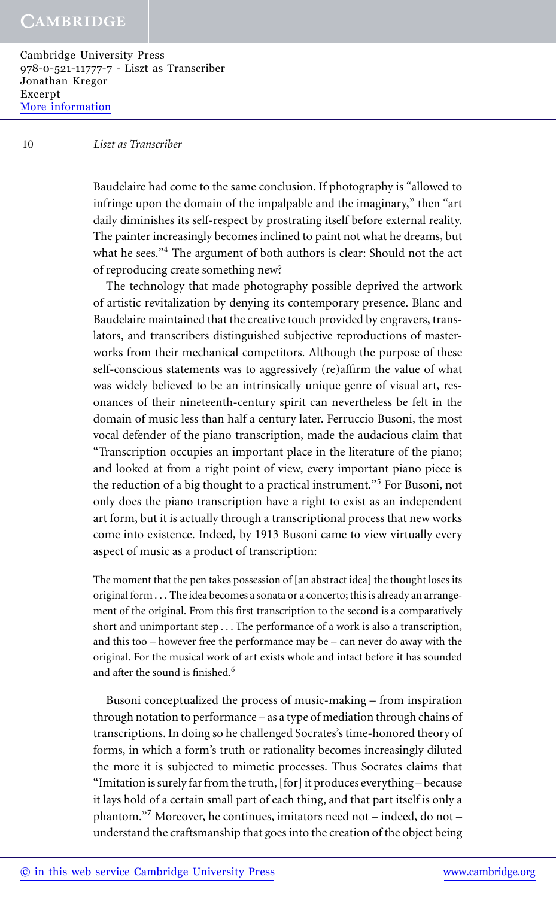Baudelaire had come to the same conclusion. If photography is "allowed to infringe upon the domain of the impalpable and the imaginary," then "art daily diminishes its self-respect by prostrating itself before external reality. The painter increasingly becomes inclined to paint not what he dreams, but what he sees."[4] The argument of both authors is clear: Should not the act of reproducing create something new?

The technology that made photography possible deprived the artwork of artistic revitalization by denying its contemporary presence. Blanc and Baudelaire maintained that the creative touch provided by engravers, translators, and transcribers distinguished subjective reproductions of masterworks from their mechanical competitors. Although the purpose of these self-conscious statements was to aggressively (re)affirm the value of what was widely believed to be an intrinsically unique genre of visual art, resonances of their nineteenth-century spirit can nevertheless be felt in the domain of music less than half a century later. Ferruccio Busoni, the most vocal defender of the piano transcription, made the audacious claim that "Transcription occupies an important place in the literature of the piano; and looked at from a right point of view, every important piano piece is the reduction of a big thought to a practical instrument."[5] For Busoni, not only does the piano transcription have a right to exist as an independent art form, but it is actually through a transcriptional process that new works come into existence. Indeed, by 1913 Busoni came to view virtually every aspect of music as a product of transcription:

> The moment that the pen takes possession of [an abstract idea] the thought loses its original form . . . The idea becomes a sonata or a concerto; this is already an arrangement of the original. From this first transcription to the second is a comparatively short and unimportant step . . . The performance of a work is also a transcription, and this too – however free the performance may be – can never do away with the original. For the musical work of art exists whole and intact before it has sounded and after the sound is finished.[6]

Busoni conceptualized the process of music-making – from inspiration through notation to performance – as a type of mediation through chains of transcriptions. In doing so he challenged Socrates's time-honored theory of forms, in which a form's truth or rationality becomes increasingly diluted the more it is subjected to mimetic processes. Thus Socrates claims that "Imitation is surely far from the truth, [for] it produces everything – because it lays hold of a certain small part of each thing, and that part itself is only a phantom."[7] Moreover, he continues, imitators need not – indeed, do not – understand the craftsmanship that goes into the creation of the object being